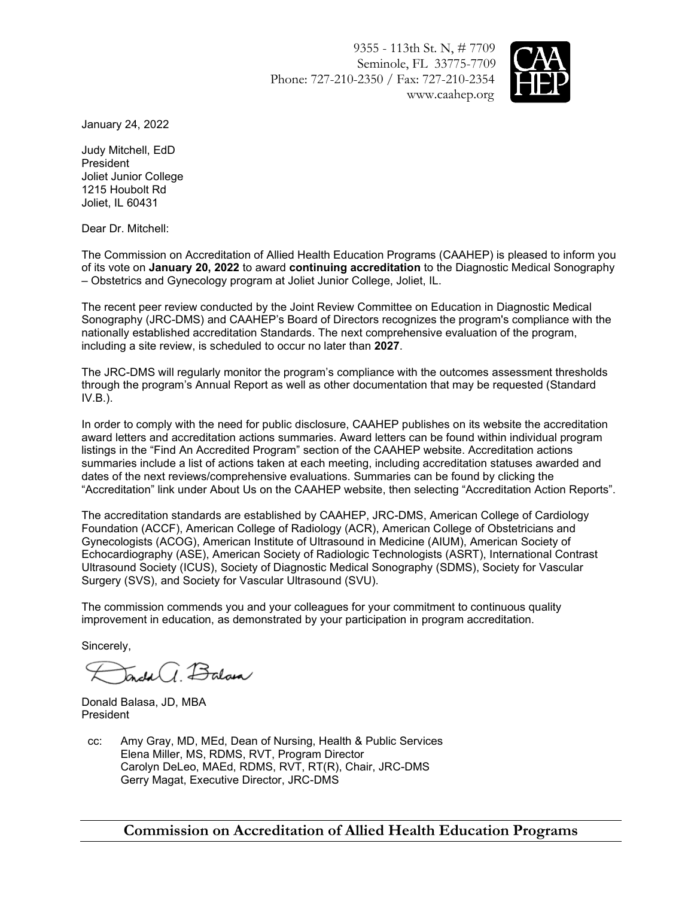9355 - 113th St. N, # 7709
Seminole, FL 33775-7709
Phone: 727-210-2350 / Fax: 727-210-2354
www.caahep.org

January 24, 2022

Judy Mitchell, EdD
President
Joliet Junior College
1215 Houbolt Rd
Joliet, IL 60431

Dear Dr. Mitchell:

The Commission on Accreditation of Allied Health Education Programs (CAAHEP) is pleased to inform you of its vote on **January 20, 2022** to award **continuing accreditation** to the Diagnostic Medical Sonography – Obstetrics and Gynecology program at Joliet Junior College, Joliet, IL.

The recent peer review conducted by the Joint Review Committee on Education in Diagnostic Medical Sonography (JRC-DMS) and CAAHEP's Board of Directors recognizes the program's compliance with the nationally established accreditation Standards. The next comprehensive evaluation of the program, including a site review, is scheduled to occur no later than **2027**.

The JRC-DMS will regularly monitor the program's compliance with the outcomes assessment thresholds through the program's Annual Report as well as other documentation that may be requested (Standard IV.B.).

In order to comply with the need for public disclosure, CAAHEP publishes on its website the accreditation award letters and accreditation actions summaries. Award letters can be found within individual program listings in the "Find An Accredited Program" section of the CAAHEP website. Accreditation actions summaries include a list of actions taken at each meeting, including accreditation statuses awarded and dates of the next reviews/comprehensive evaluations. Summaries can be found by clicking the "Accreditation" link under About Us on the CAAHEP website, then selecting "Accreditation Action Reports".

The accreditation standards are established by CAAHEP, JRC-DMS, American College of Cardiology Foundation (ACCF), American College of Radiology (ACR), American College of Obstetricians and Gynecologists (ACOG), American Institute of Ultrasound in Medicine (AIUM), American Society of Echocardiography (ASE), American Society of Radiologic Technologists (ASRT), International Contrast Ultrasound Society (ICUS), Society of Diagnostic Medical Sonography (SDMS), Society for Vascular Surgery (SVS), and Society for Vascular Ultrasound (SVU).

The commission commends you and your colleagues for your commitment to continuous quality improvement in education, as demonstrated by your participation in program accreditation.

Sincerely,

Donald Balasa, JD, MBA
President

cc: Amy Gray, MD, MEd, Dean of Nursing, Health & Public Services
Elena Miller, MS, RDMS, RVT, Program Director
Carolyn DeLeo, MAEd, RDMS, RVT, RT(R), Chair, JRC-DMS
Gerry Magat, Executive Director, JRC-DMS

**Commission on Accreditation of Allied Health Education Programs**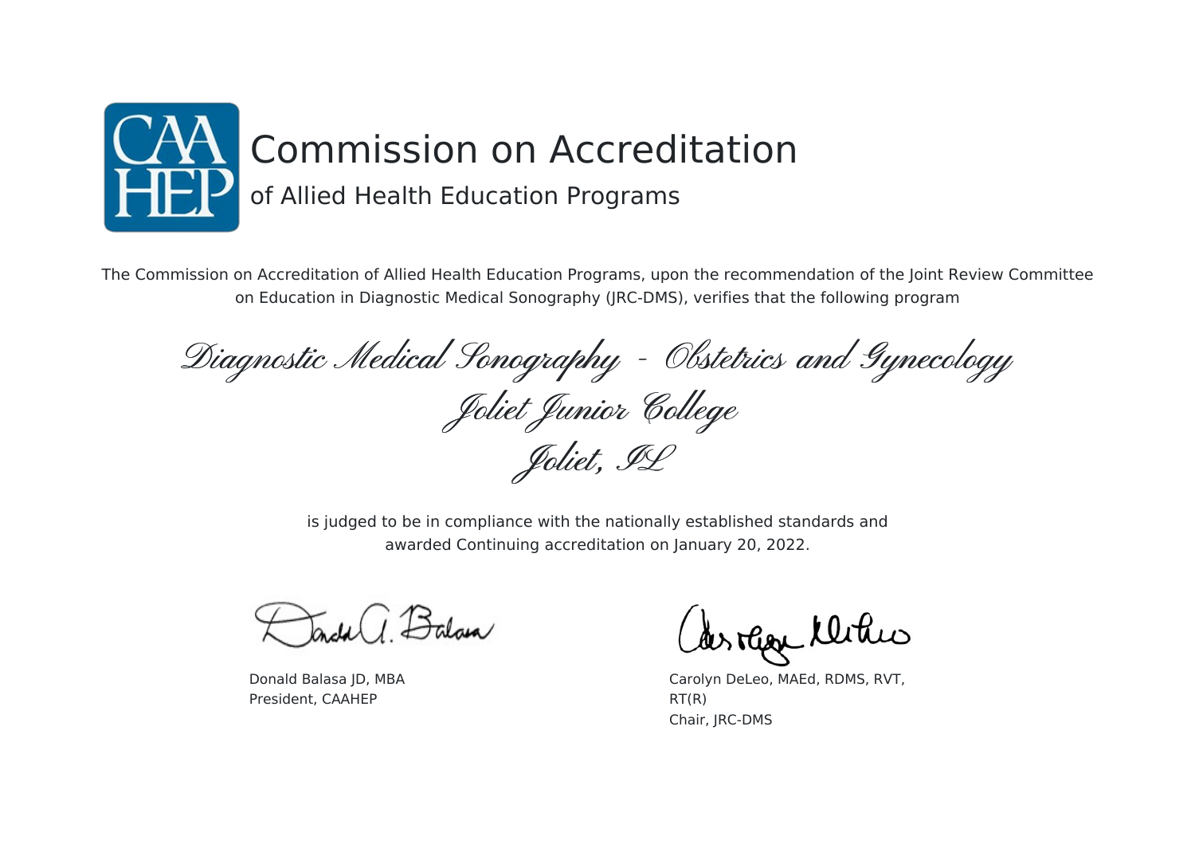# Commission on Accreditation

## of Allied Health Education Programs

The Commission on Accreditation of Allied Health Education Programs, upon the recommendation of the Joint Review Committee on Education in Diagnostic Medical Sonography (JRC-DMS), verifies that the following program

*Diagnostic Medical Sonography - Obstetrics and Gynecology*

*Joliet Junior College*

*Joliet, IL*

is judged to be in compliance with the nationally established standards and awarded Continuing accreditation on January 20, 2022.

Donald Balasa JD, MBA
President, CAAHEP

Carolyn DeLeo, MAEd, RDMS, RVT, RT(R)
Chair, JRC-DMS